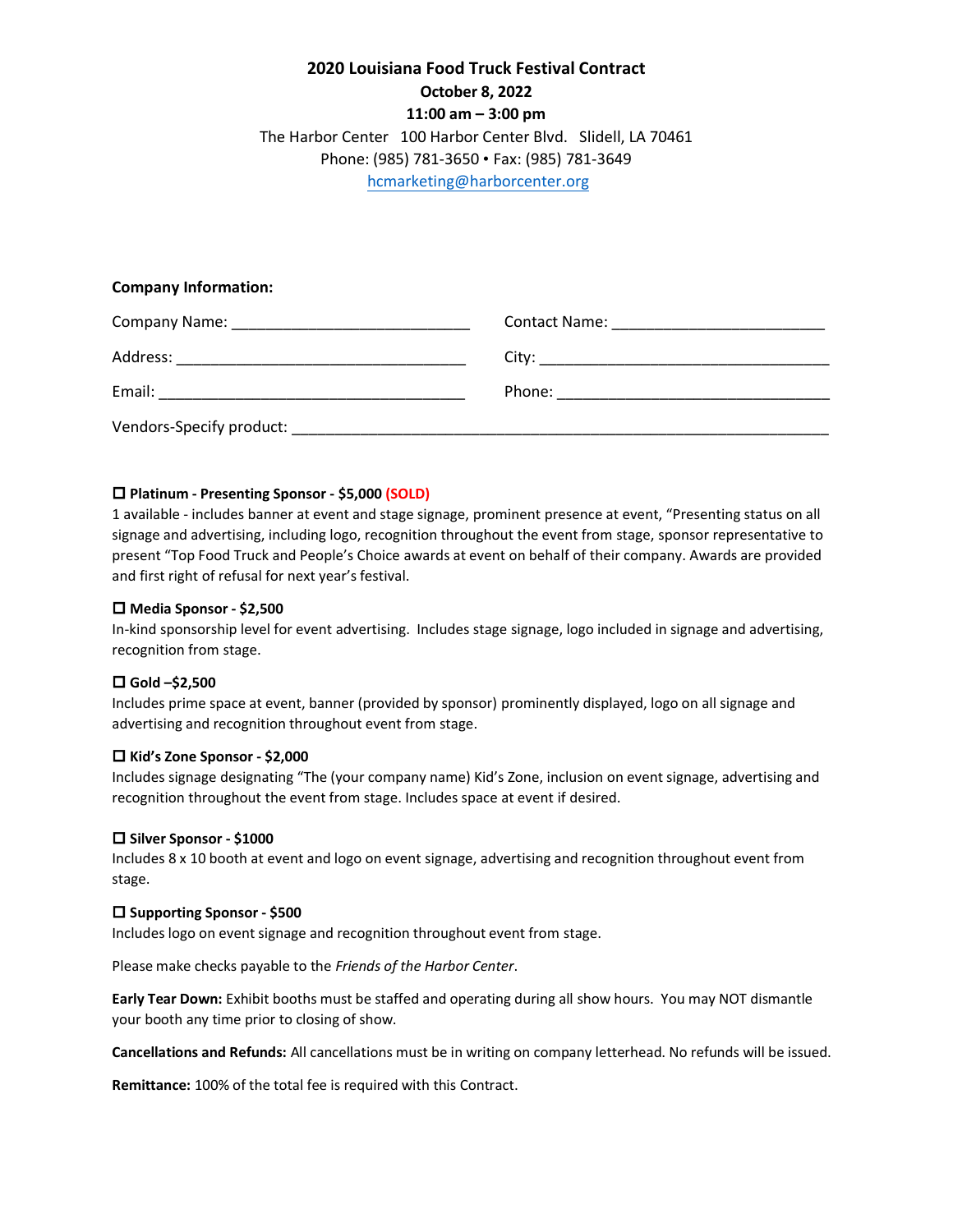# 2020 Louisiana Food Truck Festival Contract

**October 8, 2022**

**11:00 am – 3:00 pm**

The Harbor Center   100 Harbor Center Blvd.   Slidell, LA 70461

Phone: (985) 781-3650 • Fax: (985) 781-3649

hcmarketing@harborcenter.org

**Company Information:**

Company Name: ____________________________  Contact Name: _________________________

Address: __________________________________  City: __________________________________

Email: ____________________________________  Phone: ________________________________

Vendors-Specify product: ______________________________________________________________

☐ **Platinum - Presenting Sponsor - $5,000 (SOLD)**
1 available - includes banner at event and stage signage, prominent presence at event, "Presenting status on all signage and advertising, including logo, recognition throughout the event from stage, sponsor representative to present "Top Food Truck and People's Choice awards at event on behalf of their company. Awards are provided and first right of refusal for next year's festival.

☐ **Media Sponsor - $2,500**
In-kind sponsorship level for event advertising. Includes stage signage, logo included in signage and advertising, recognition from stage.

☐ **Gold –$2,500**
Includes prime space at event, banner (provided by sponsor) prominently displayed, logo on all signage and advertising and recognition throughout event from stage.

☐ **Kid's Zone Sponsor - $2,000**
Includes signage designating "The (your company name) Kid's Zone, inclusion on event signage, advertising and recognition throughout the event from stage. Includes space at event if desired.

☐ **Silver Sponsor - $1000**
Includes 8 x 10 booth at event and logo on event signage, advertising and recognition throughout event from stage.

☐ **Supporting Sponsor - $500**
Includes logo on event signage and recognition throughout event from stage.

Please make checks payable to the *Friends of the Harbor Center*.

**Early Tear Down:** Exhibit booths must be staffed and operating during all show hours. You may NOT dismantle your booth any time prior to closing of show.

**Cancellations and Refunds:** All cancellations must be in writing on company letterhead. No refunds will be issued.

**Remittance:** 100% of the total fee is required with this Contract.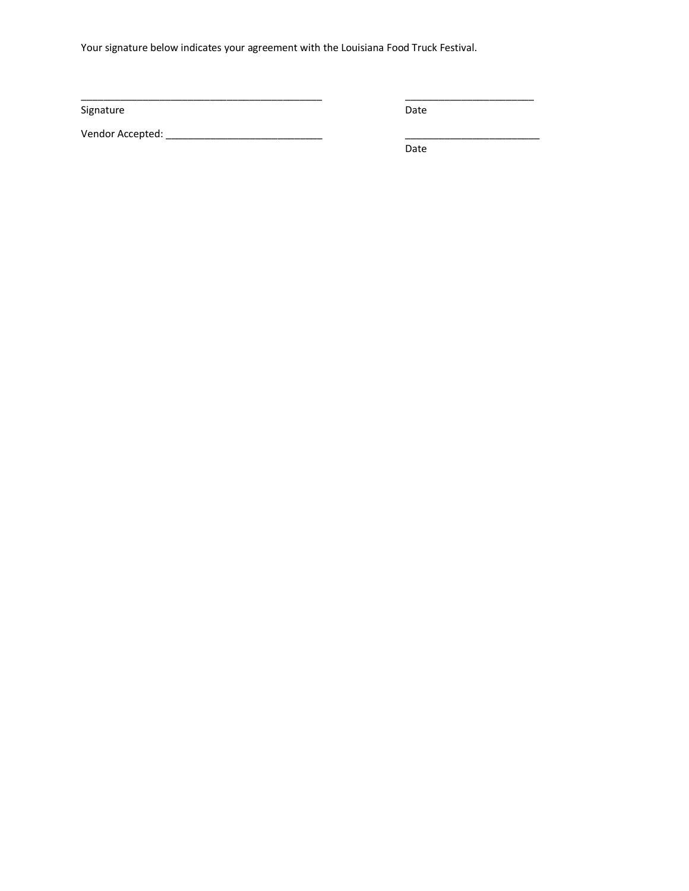Your signature below indicates your agreement with the Louisiana Food Truck Festival.

_____________________________________________ &nbsp;&nbsp;&nbsp;&nbsp;&nbsp;&nbsp;&nbsp;&nbsp;&nbsp;&nbsp;&nbsp;&nbsp;&nbsp;&nbsp;&nbsp;&nbsp;&nbsp;&nbsp;&nbsp;&nbsp; ________________________
Signature &nbsp;&nbsp;&nbsp;&nbsp;&nbsp;&nbsp;&nbsp;&nbsp;&nbsp;&nbsp;&nbsp;&nbsp;&nbsp;&nbsp;&nbsp;&nbsp;&nbsp;&nbsp;&nbsp;&nbsp;&nbsp;&nbsp;&nbsp;&nbsp;&nbsp;&nbsp;&nbsp;&nbsp;&nbsp;&nbsp;&nbsp;&nbsp;&nbsp;&nbsp;&nbsp;&nbsp;&nbsp;&nbsp;&nbsp;&nbsp;&nbsp;&nbsp;&nbsp;&nbsp;&nbsp;&nbsp;&nbsp;&nbsp;&nbsp;&nbsp;&nbsp;&nbsp;&nbsp;&nbsp;&nbsp;&nbsp;&nbsp;&nbsp;&nbsp;&nbsp; Date

Vendor Accepted: _____________________________ &nbsp;&nbsp;&nbsp;&nbsp;&nbsp;&nbsp;&nbsp;&nbsp;&nbsp;&nbsp;&nbsp;&nbsp;&nbsp;&nbsp;&nbsp;&nbsp;&nbsp;&nbsp;&nbsp;&nbsp; _________________________
Date